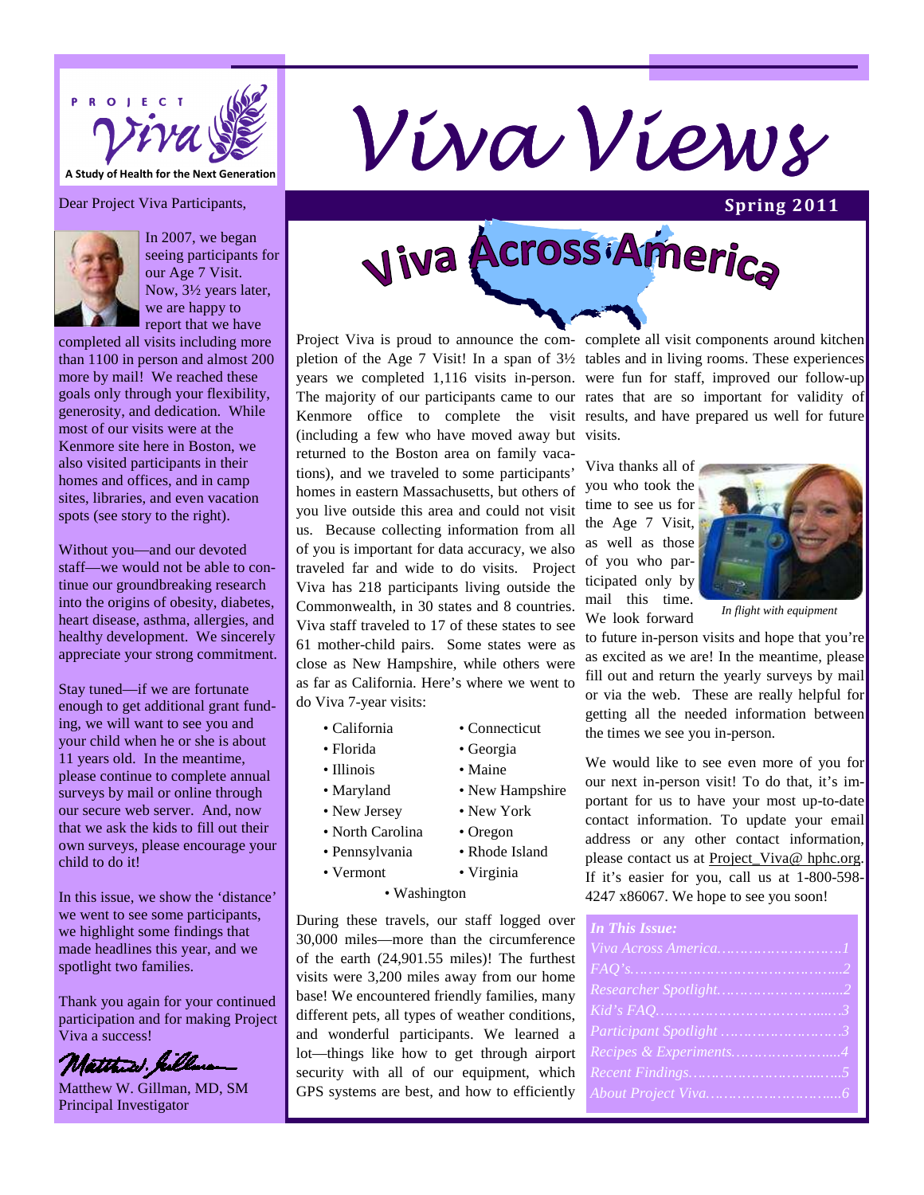PROJECT Viva
A Study of Health for the Next Generation

# Viva Views

**Spring 2011**

Dear Project Viva Participants,

In 2007, we began seeing participants for our Age 7 Visit. Now, 3½ years later, we are happy to report that we have completed all visits including more than 1100 in person and almost 200 more by mail! We reached these goals only through your flexibility, generosity, and dedication. While most of our visits were at the Kenmore site here in Boston, we also visited participants in their homes and offices, and in camp sites, libraries, and even vacation spots (see story to the right).

Without you—and our devoted staff—we would not be able to continue our groundbreaking research into the origins of obesity, diabetes, heart disease, asthma, allergies, and healthy development. We sincerely appreciate your strong commitment.

Stay tuned—if we are fortunate enough to get additional grant funding, we will want to see you and your child when he or she is about 11 years old. In the meantime, please continue to complete annual surveys by mail or online through our secure web server. And, now that we ask the kids to fill out their own surveys, please encourage your child to do it!

In this issue, we show the 'distance' we went to see some participants, we highlight some findings that made headlines this year, and we spotlight two families.

Thank you again for your continued participation and for making Project Viva a success!

Matthew W. Gillman, MD, SM
Principal Investigator

## Viva Across America

Project Viva is proud to announce the completion of the Age 7 Visit! In a span of 3½ years we completed 1,116 visits in-person. The majority of our participants came to our Kenmore office to complete the visit (including a few who have moved away but returned to the Boston area on family vacations), and we traveled to some participants' homes in eastern Massachusetts, but others of you live outside this area and could not visit us. Because collecting information from all of you is important for data accuracy, we also traveled far and wide to do visits. Project Viva has 218 participants living outside the Commonwealth, in 30 states and 8 countries. Viva staff traveled to 17 of these states to see 61 mother-child pairs. Some states were as close as New Hampshire, while others were as far as California. Here's where we went to do Viva 7-year visits:

- California
- Connecticut
- Florida
- Georgia
- Illinois
- Maine
- Maryland
- New Hampshire
- New Jersey
- New York
- North Carolina
- Oregon
- Pennsylvania
- Rhode Island
- Vermont
- Virginia
- Washington

During these travels, our staff logged over 30,000 miles—more than the circumference of the earth (24,901.55 miles)! The furthest visits were 3,200 miles away from our home base! We encountered friendly families, many different pets, all types of weather conditions, and wonderful participants. We learned a lot—things like how to get through airport security with all of our equipment, which GPS systems are best, and how to efficiently complete all visit components around kitchen tables and in living rooms. These experiences were fun for staff, improved our follow-up rates that are so important for validity of results, and have prepared us well for future visits.

Viva thanks all of you who took the time to see us for the Age 7 Visit, as well as those of you who participated only by mail this time. We look forward to future in-person visits and hope that you're as excited as we are! In the meantime, please fill out and return the yearly surveys by mail or via the web. These are really helpful for getting all the needed information between the times we see you in-person.

*In flight with equipment*

We would like to see even more of you for our next in-person visit! To do that, it's important for us to have your most up-to-date contact information. To update your email address or any other contact information, please contact us at Project_Viva@ hphc.org. If it's easier for you, call us at 1-800-598-4247 x86067. We hope to see you soon!

*In This Issue:*

- *Viva Across America……………………….1*
- *FAQ's……………………………………….2*
- *Researcher Spotlight……………………….2*
- *Kid's FAQ…………………………………..3*
- *Participant Spotlight ………………………3*
- *Recipes & Experiments…………………....4*
- *Recent Findings…………………………….5*
- *About Project Viva………………………...6*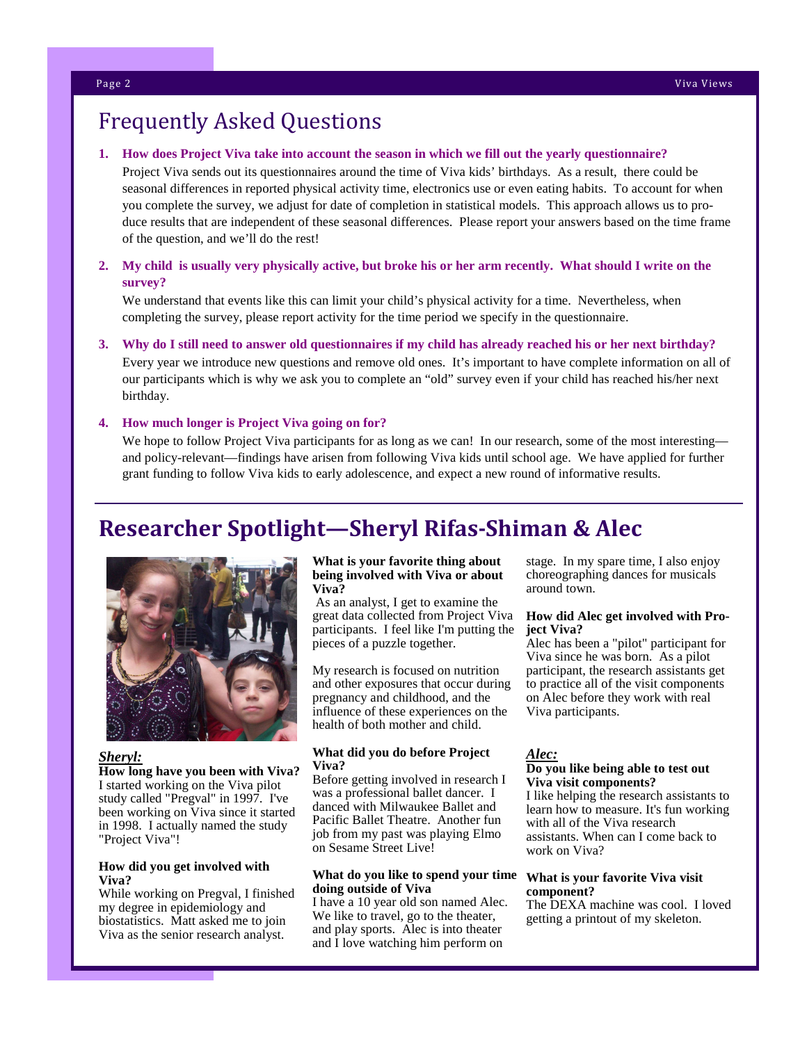# Frequently Asked Questions

1. **How does Project Viva take into account the season in which we fill out the yearly questionnaire?**

   Project Viva sends out its questionnaires around the time of Viva kids' birthdays. As a result, there could be seasonal differences in reported physical activity time, electronics use or even eating habits. To account for when you complete the survey, we adjust for date of completion in statistical models. This approach allows us to produce results that are independent of these seasonal differences. Please report your answers based on the time frame of the question, and we'll do the rest!

2. **My child is usually very physically active, but broke his or her arm recently. What should I write on the survey?**

   We understand that events like this can limit your child's physical activity for a time. Nevertheless, when completing the survey, please report activity for the time period we specify in the questionnaire.

3. **Why do I still need to answer old questionnaires if my child has already reached his or her next birthday?**

   Every year we introduce new questions and remove old ones. It's important to have complete information on all of our participants which is why we ask you to complete an "old" survey even if your child has reached his/her next birthday.

4. **How much longer is Project Viva going on for?**

   We hope to follow Project Viva participants for as long as we can! In our research, some of the most interesting—and policy-relevant—findings have arisen from following Viva kids until school age. We have applied for further grant funding to follow Viva kids to early adolescence, and expect a new round of informative results.

# Researcher Spotlight—Sheryl Rifas-Shiman & Alec

***Sheryl:***

**How long have you been with Viva?**
I started working on the Viva pilot study called "Pregval" in 1997. I've been working on Viva since it started in 1998. I actually named the study "Project Viva"!

**How did you get involved with Viva?**
While working on Pregval, I finished my degree in epidemiology and biostatistics. Matt asked me to join Viva as the senior research analyst.

**What is your favorite thing about being involved with Viva or about Viva?**
As an analyst, I get to examine the great data collected from Project Viva participants. I feel like I'm putting the pieces of a puzzle together.

My research is focused on nutrition and other exposures that occur during pregnancy and childhood, and the influence of these experiences on the health of both mother and child.

**What did you do before Project Viva?**
Before getting involved in research I was a professional ballet dancer. I danced with Milwaukee Ballet and Pacific Ballet Theatre. Another fun job from my past was playing Elmo on Sesame Street Live!

**What do you like to spend your time doing outside of Viva**
I have a 10 year old son named Alec. We like to travel, go to the theater, and play sports. Alec is into theater and I love watching him perform on stage. In my spare time, I also enjoy choreographing dances for musicals around town.

**How did Alec get involved with Project Viva?**
Alec has been a "pilot" participant for Viva since he was born. As a pilot participant, the research assistants get to practice all of the visit components on Alec before they work with real Viva participants.

***Alec:***

**Do you like being able to test out Viva visit components?**
I like helping the research assistants to learn how to measure. It's fun working with all of the Viva research assistants. When can I come back to work on Viva?

**What is your favorite Viva visit component?**
The DEXA machine was cool. I loved getting a printout of my skeleton.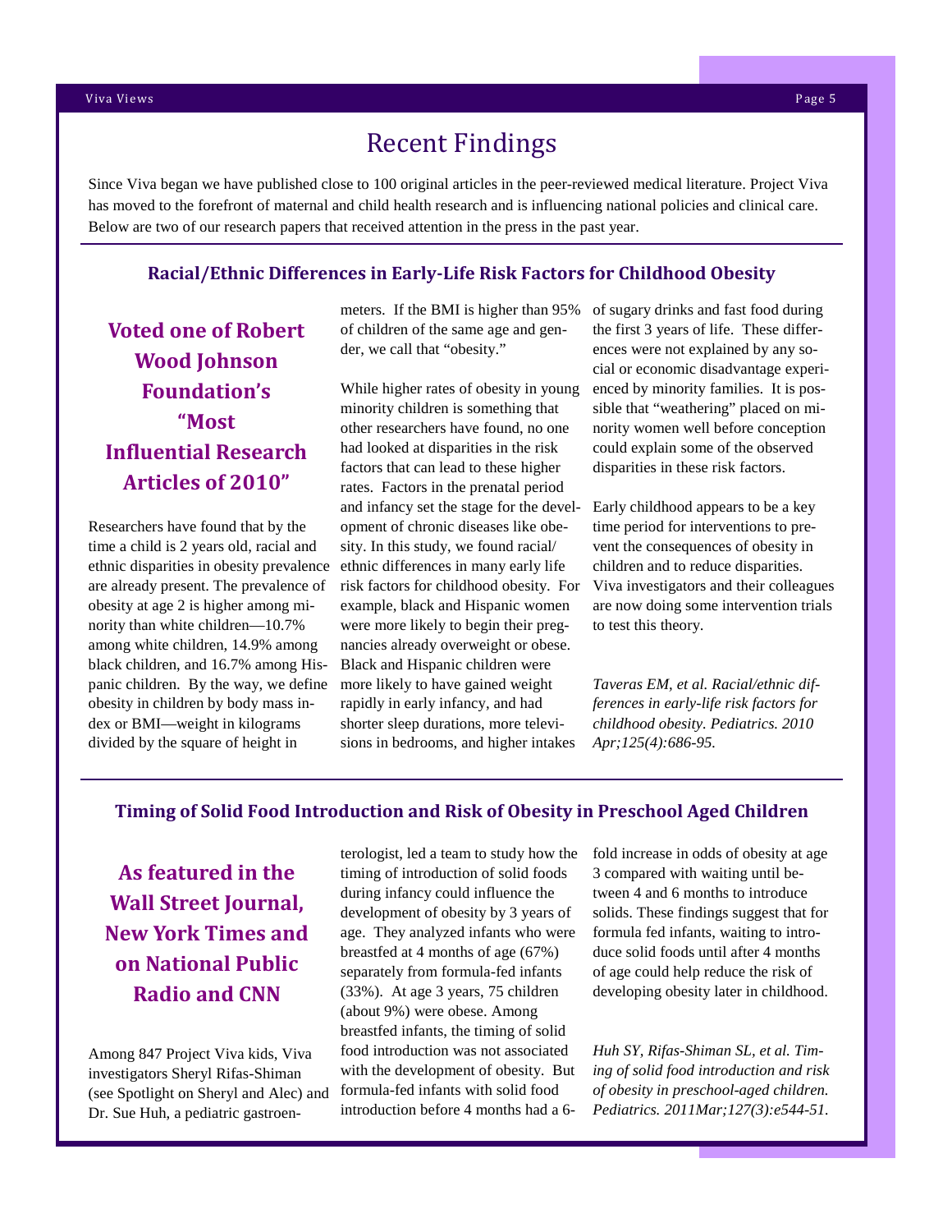# Recent Findings

Since Viva began we have published close to 100 original articles in the peer-reviewed medical literature. Project Viva has moved to the forefront of maternal and child health research and is influencing national policies and clinical care. Below are two of our research papers that received attention in the press in the past year.

## Racial/Ethnic Differences in Early-Life Risk Factors for Childhood Obesity

### Voted one of Robert Wood Johnson Foundation's "Most Influential Research Articles of 2010"

Researchers have found that by the time a child is 2 years old, racial and ethnic disparities in obesity prevalence are already present. The prevalence of obesity at age 2 is higher among minority than white children—10.7% among white children, 14.9% among black children, and 16.7% among Hispanic children. By the way, we define obesity in children by body mass index or BMI—weight in kilograms divided by the square of height in meters. If the BMI is higher than 95% of children of the same age and gender, we call that "obesity."

While higher rates of obesity in young minority children is something that other researchers have found, no one had looked at disparities in the risk factors that can lead to these higher rates. Factors in the prenatal period and infancy set the stage for the development of chronic diseases like obesity. In this study, we found racial/ethnic differences in many early life risk factors for childhood obesity. For example, black and Hispanic women were more likely to begin their pregnancies already overweight or obese. Black and Hispanic children were more likely to have gained weight rapidly in early infancy, and had shorter sleep durations, more televisions in bedrooms, and higher intakes of sugary drinks and fast food during the first 3 years of life. These differences were not explained by any social or economic disadvantage experienced by minority families. It is possible that "weathering" placed on minority women well before conception could explain some of the observed disparities in these risk factors.

Early childhood appears to be a key time period for interventions to prevent the consequences of obesity in children and to reduce disparities. Viva investigators and their colleagues are now doing some intervention trials to test this theory.

*Taveras EM, et al. Racial/ethnic differences in early-life risk factors for childhood obesity. Pediatrics. 2010 Apr;125(4):686-95.*

## Timing of Solid Food Introduction and Risk of Obesity in Preschool Aged Children

### As featured in the Wall Street Journal, New York Times and on National Public Radio and CNN

Among 847 Project Viva kids, Viva investigators Sheryl Rifas-Shiman (see Spotlight on Sheryl and Alec) and Dr. Sue Huh, a pediatric gastroenterologist, led a team to study how the timing of introduction of solid foods during infancy could influence the development of obesity by 3 years of age. They analyzed infants who were breastfed at 4 months of age (67%) separately from formula-fed infants (33%). At age 3 years, 75 children (about 9%) were obese. Among breastfed infants, the timing of solid food introduction was not associated with the development of obesity. But formula-fed infants with solid food introduction before 4 months had a 6-fold increase in odds of obesity at age 3 compared with waiting until between 4 and 6 months to introduce solids. These findings suggest that for formula fed infants, waiting to introduce solid foods until after 4 months of age could help reduce the risk of developing obesity later in childhood.

*Huh SY, Rifas-Shiman SL, et al. Timing of solid food introduction and risk of obesity in preschool-aged children. Pediatrics. 2011Mar;127(3):e544-51.*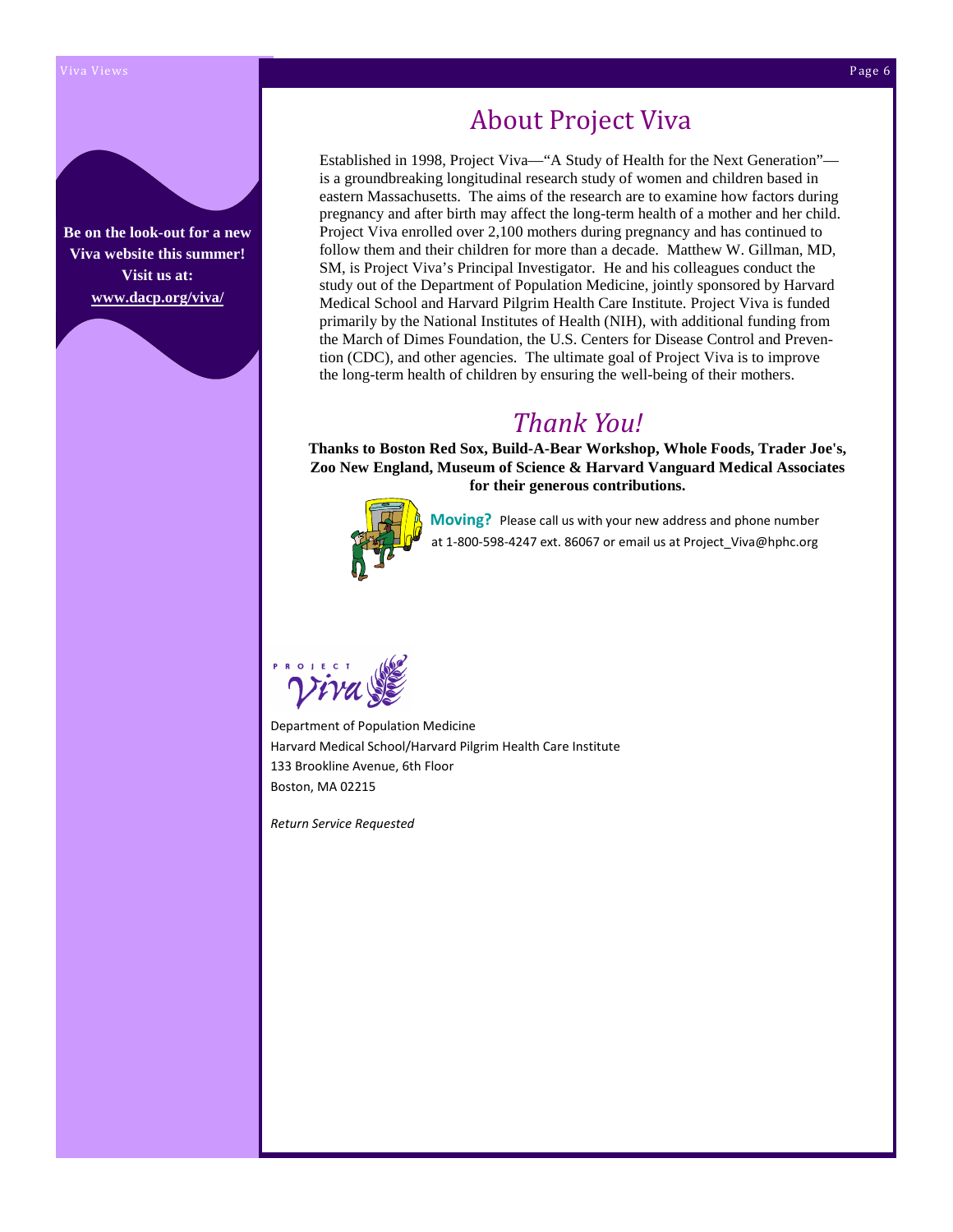**Be on the look-out for a new Viva website this summer! Visit us at: www.dacp.org/viva/**

# About Project Viva

Established in 1998, Project Viva—"A Study of Health for the Next Generation"—is a groundbreaking longitudinal research study of women and children based in eastern Massachusetts. The aims of the research are to examine how factors during pregnancy and after birth may affect the long-term health of a mother and her child. Project Viva enrolled over 2,100 mothers during pregnancy and has continued to follow them and their children for more than a decade. Matthew W. Gillman, MD, SM, is Project Viva's Principal Investigator. He and his colleagues conduct the study out of the Department of Population Medicine, jointly sponsored by Harvard Medical School and Harvard Pilgrim Health Care Institute. Project Viva is funded primarily by the National Institutes of Health (NIH), with additional funding from the March of Dimes Foundation, the U.S. Centers for Disease Control and Prevention (CDC), and other agencies. The ultimate goal of Project Viva is to improve the long-term health of children by ensuring the well-being of their mothers.

## *Thank You!*

**Thanks to Boston Red Sox, Build-A-Bear Workshop, Whole Foods, Trader Joe's, Zoo New England, Museum of Science & Harvard Vanguard Medical Associates for their generous contributions.**

**Moving?** Please call us with your new address and phone number at 1-800-598-4247 ext. 86067 or email us at Project_Viva@hphc.org

PROJECT Viva

Department of Population Medicine
Harvard Medical School/Harvard Pilgrim Health Care Institute
133 Brookline Avenue, 6th Floor
Boston, MA 02215

*Return Service Requested*